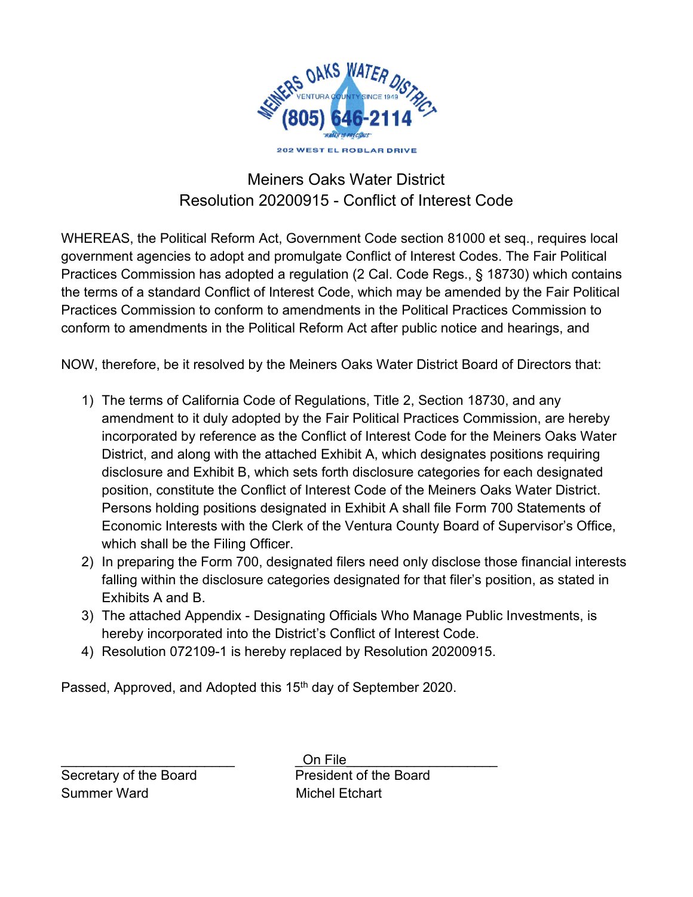MEINERS OAKS WATER DISTRICT
VENTURA COUNTY SINCE 1949
(805) 646-2114
"WATER IS PRECIOUS"
202 WEST EL ROBLAR DRIVE

# Meiners Oaks Water District
## Resolution 20200915 - Conflict of Interest Code

WHEREAS, the Political Reform Act, Government Code section 81000 et seq., requires local government agencies to adopt and promulgate Conflict of Interest Codes. The Fair Political Practices Commission has adopted a regulation (2 Cal. Code Regs., § 18730) which contains the terms of a standard Conflict of Interest Code, which may be amended by the Fair Political Practices Commission to conform to amendments in the Political Practices Commission to conform to amendments in the Political Reform Act after public notice and hearings, and

NOW, therefore, be it resolved by the Meiners Oaks Water District Board of Directors that:

1) The terms of California Code of Regulations, Title 2, Section 18730, and any amendment to it duly adopted by the Fair Political Practices Commission, are hereby incorporated by reference as the Conflict of Interest Code for the Meiners Oaks Water District, and along with the attached Exhibit A, which designates positions requiring disclosure and Exhibit B, which sets forth disclosure categories for each designated position, constitute the Conflict of Interest Code of the Meiners Oaks Water District. Persons holding positions designated in Exhibit A shall file Form 700 Statements of Economic Interests with the Clerk of the Ventura County Board of Supervisor's Office, which shall be the Filing Officer.
2) In preparing the Form 700, designated filers need only disclose those financial interests falling within the disclosure categories designated for that filer's position, as stated in Exhibits A and B.
3) The attached Appendix - Designating Officials Who Manage Public Investments, is hereby incorporated into the District's Conflict of Interest Code.
4) Resolution 072109-1 is hereby replaced by Resolution 20200915.

Passed, Approved, and Adopted this 15th day of September 2020.

| ________________________ | On File |
|---|---|
| Secretary of the Board | President of the Board |
| Summer Ward | Michel Etchart |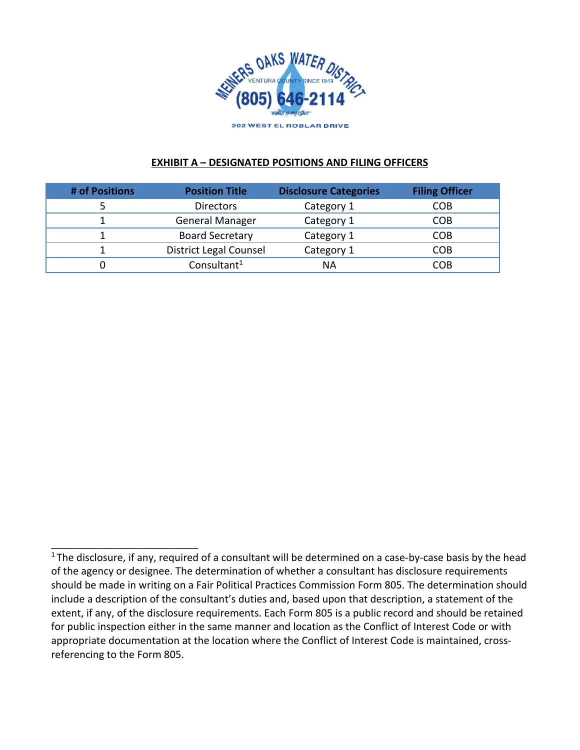MEINERS OAKS WATER DISTRICT
VENTURA COUNTY SINCE 1949
(805) 646-2114
"WATER IS PRECIOUS"
202 WEST EL ROBLAR DRIVE

**EXHIBIT A – DESIGNATED POSITIONS AND FILING OFFICERS**

| # of Positions | Position Title | Disclosure Categories | Filing Officer |
|---|---|---|---|
| 5 | Directors | Category 1 | COB |
| 1 | General Manager | Category 1 | COB |
| 1 | Board Secretary | Category 1 | COB |
| 1 | District Legal Counsel | Category 1 | COB |
| 0 | Consultant[1] | NA | COB |

[1] The disclosure, if any, required of a consultant will be determined on a case-by-case basis by the head of the agency or designee. The determination of whether a consultant has disclosure requirements should be made in writing on a Fair Political Practices Commission Form 805. The determination should include a description of the consultant's duties and, based upon that description, a statement of the extent, if any, of the disclosure requirements. Each Form 805 is a public record and should be retained for public inspection either in the same manner and location as the Conflict of Interest Code or with appropriate documentation at the location where the Conflict of Interest Code is maintained, cross-referencing to the Form 805.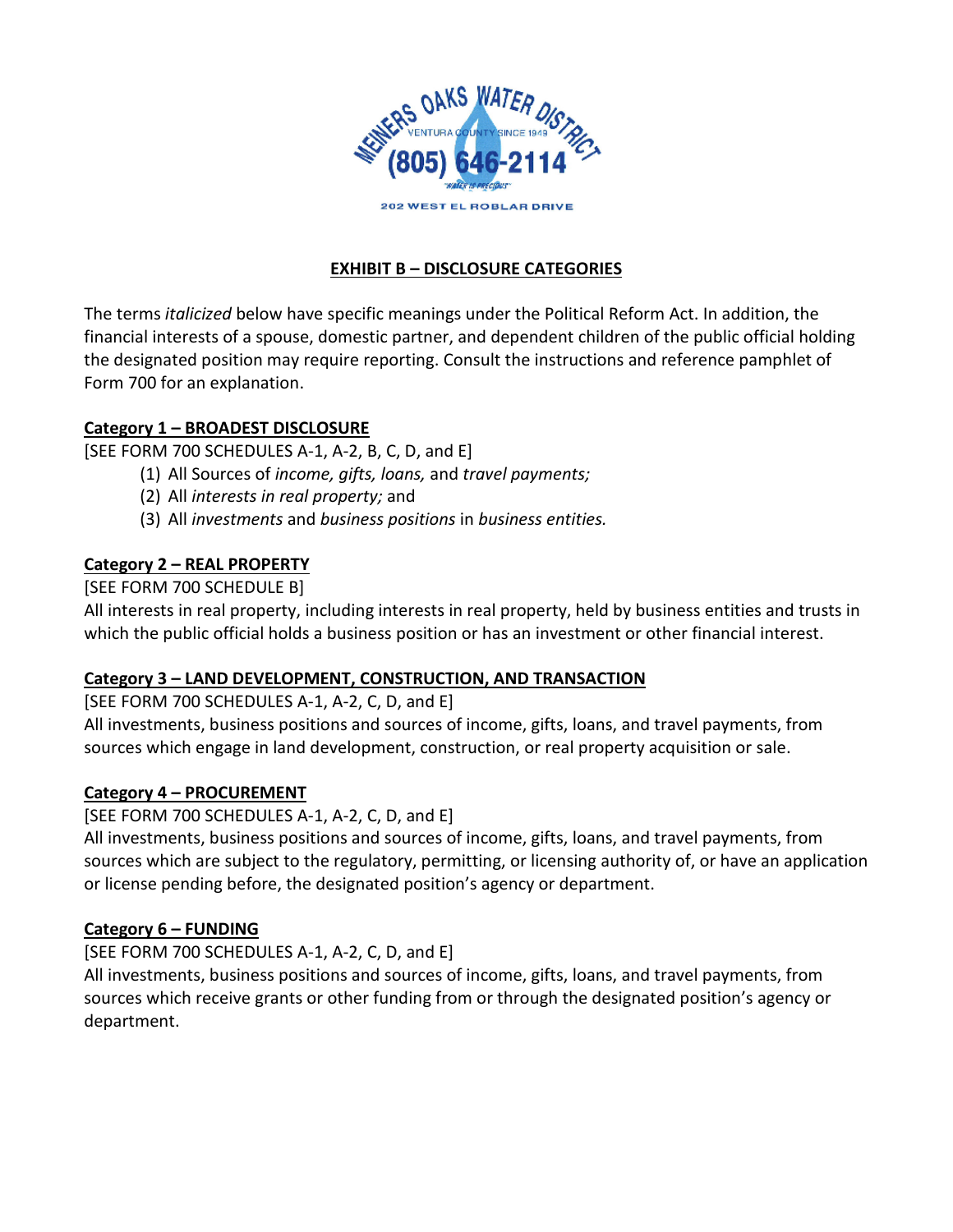## EXHIBIT B – DISCLOSURE CATEGORIES

The terms *italicized* below have specific meanings under the Political Reform Act. In addition, the financial interests of a spouse, domestic partner, and dependent children of the public official holding the designated position may require reporting. Consult the instructions and reference pamphlet of Form 700 for an explanation.

### Category 1 – BROADEST DISCLOSURE

[SEE FORM 700 SCHEDULES A-1, A-2, B, C, D, and E]

(1) All Sources of *income, gifts, loans,* and *travel payments;*
(2) All *interests in real property;* and
(3) All *investments* and *business positions* in *business entities.*

### Category 2 – REAL PROPERTY

[SEE FORM 700 SCHEDULE B]

All interests in real property, including interests in real property, held by business entities and trusts in which the public official holds a business position or has an investment or other financial interest.

### Category 3 – LAND DEVELOPMENT, CONSTRUCTION, AND TRANSACTION

[SEE FORM 700 SCHEDULES A-1, A-2, C, D, and E]

All investments, business positions and sources of income, gifts, loans, and travel payments, from sources which engage in land development, construction, or real property acquisition or sale.

### Category 4 – PROCUREMENT

[SEE FORM 700 SCHEDULES A-1, A-2, C, D, and E]

All investments, business positions and sources of income, gifts, loans, and travel payments, from sources which are subject to the regulatory, permitting, or licensing authority of, or have an application or license pending before, the designated position's agency or department.

### Category 6 – FUNDING

[SEE FORM 700 SCHEDULES A-1, A-2, C, D, and E]

All investments, business positions and sources of income, gifts, loans, and travel payments, from sources which receive grants or other funding from or through the designated position's agency or department.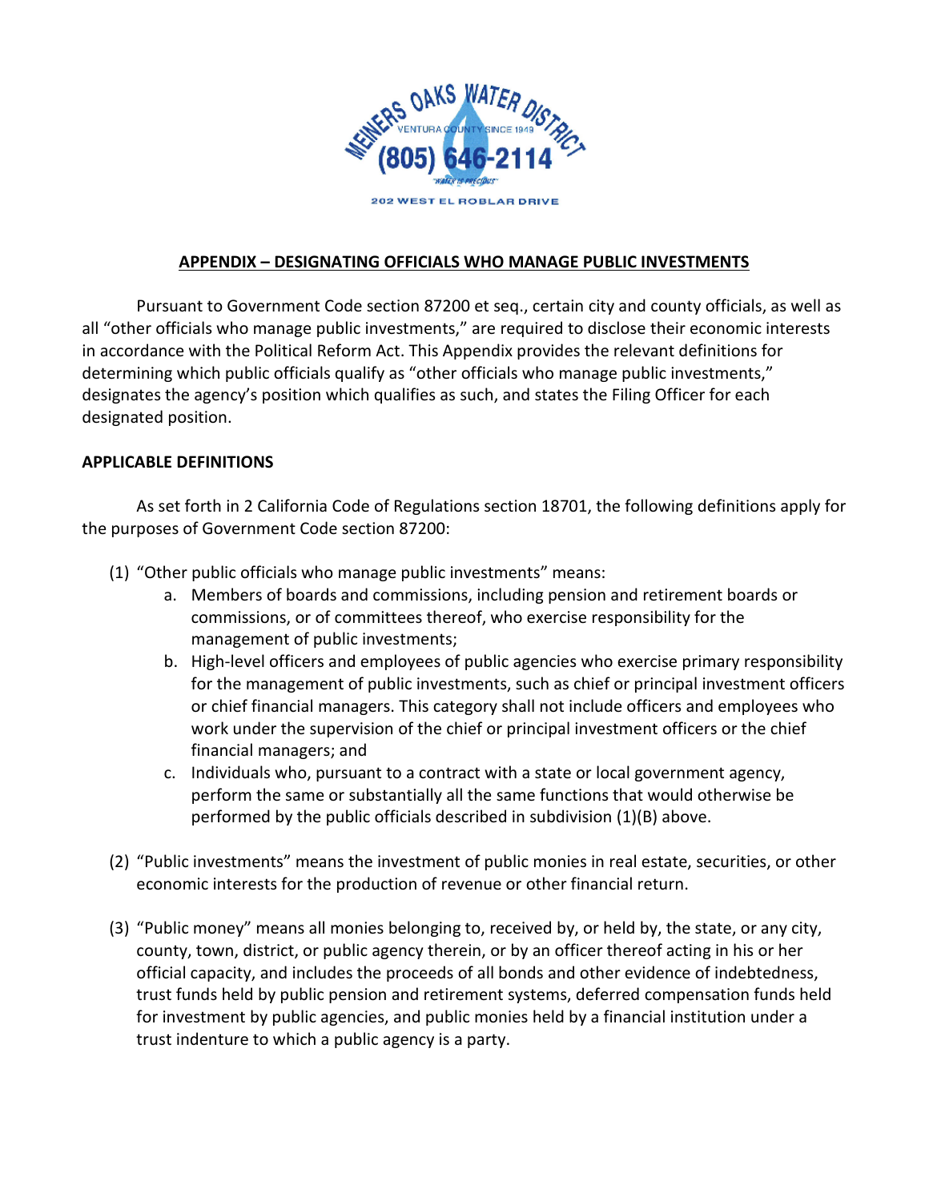## APPENDIX – DESIGNATING OFFICIALS WHO MANAGE PUBLIC INVESTMENTS

Pursuant to Government Code section 87200 et seq., certain city and county officials, as well as all "other officials who manage public investments," are required to disclose their economic interests in accordance with the Political Reform Act. This Appendix provides the relevant definitions for determining which public officials qualify as "other officials who manage public investments," designates the agency's position which qualifies as such, and states the Filing Officer for each designated position.

### APPLICABLE DEFINITIONS

As set forth in 2 California Code of Regulations section 18701, the following definitions apply for the purposes of Government Code section 87200:

(1) "Other public officials who manage public investments" means:
   a. Members of boards and commissions, including pension and retirement boards or commissions, or of committees thereof, who exercise responsibility for the management of public investments;
   b. High-level officers and employees of public agencies who exercise primary responsibility for the management of public investments, such as chief or principal investment officers or chief financial managers. This category shall not include officers and employees who work under the supervision of the chief or principal investment officers or the chief financial managers; and
   c. Individuals who, pursuant to a contract with a state or local government agency, perform the same or substantially all the same functions that would otherwise be performed by the public officials described in subdivision (1)(B) above.

(2) "Public investments" means the investment of public monies in real estate, securities, or other economic interests for the production of revenue or other financial return.

(3) "Public money" means all monies belonging to, received by, or held by, the state, or any city, county, town, district, or public agency therein, or by an officer thereof acting in his or her official capacity, and includes the proceeds of all bonds and other evidence of indebtedness, trust funds held by public pension and retirement systems, deferred compensation funds held for investment by public agencies, and public monies held by a financial institution under a trust indenture to which a public agency is a party.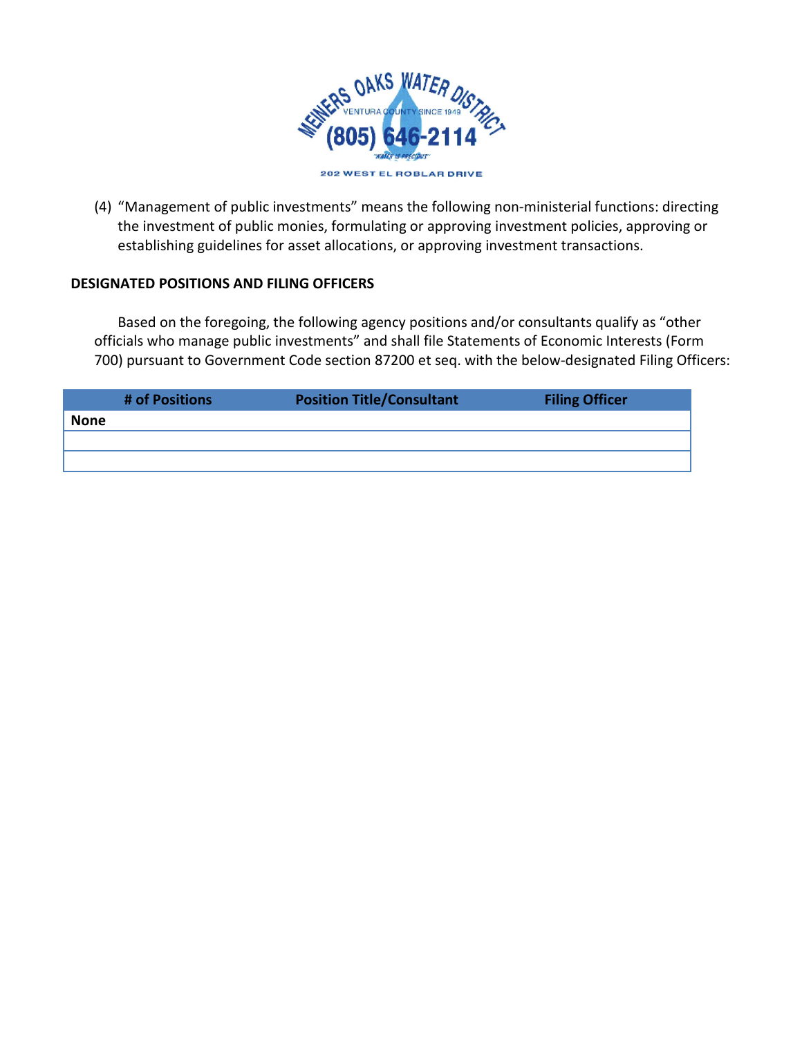(4) "Management of public investments" means the following non-ministerial functions: directing the investment of public monies, formulating or approving investment policies, approving or establishing guidelines for asset allocations, or approving investment transactions.

**DESIGNATED POSITIONS AND FILING OFFICERS**

Based on the foregoing, the following agency positions and/or consultants qualify as "other officials who manage public investments" and shall file Statements of Economic Interests (Form 700) pursuant to Government Code section 87200 et seq. with the below-designated Filing Officers:

| # of Positions | Position Title/Consultant | Filing Officer |
|---|---|---|
| **None** | | |
| | | |
| | | |